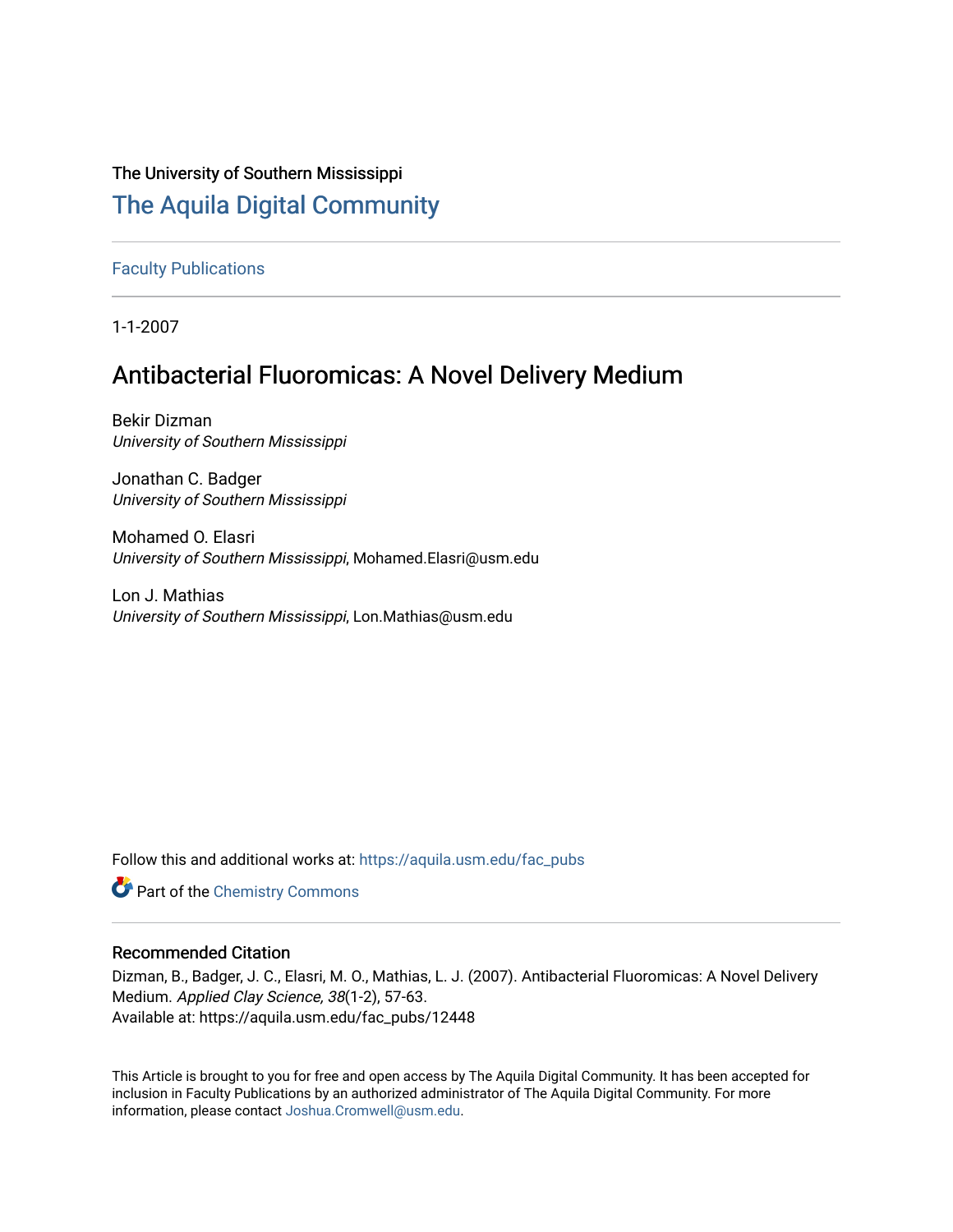The University of Southern Mississippi

# The Aquila Digital Community

Faculty Publications

1-1-2007

## Antibacterial Fluoromicas: A Novel Delivery Medium

Bekir Dizman
*University of Southern Mississippi*

Jonathan C. Badger
*University of Southern Mississippi*

Mohamed O. Elasri
*University of Southern Mississippi*, Mohamed.Elasri@usm.edu

Lon J. Mathias
*University of Southern Mississippi*, Lon.Mathias@usm.edu

Follow this and additional works at: https://aquila.usm.edu/fac_pubs

Part of the Chemistry Commons

### Recommended Citation

Dizman, B., Badger, J. C., Elasri, M. O., Mathias, L. J. (2007). Antibacterial Fluoromicas: A Novel Delivery Medium. *Applied Clay Science, 38*(1-2), 57-63.
Available at: https://aquila.usm.edu/fac_pubs/12448

This Article is brought to you for free and open access by The Aquila Digital Community. It has been accepted for inclusion in Faculty Publications by an authorized administrator of The Aquila Digital Community. For more information, please contact Joshua.Cromwell@usm.edu.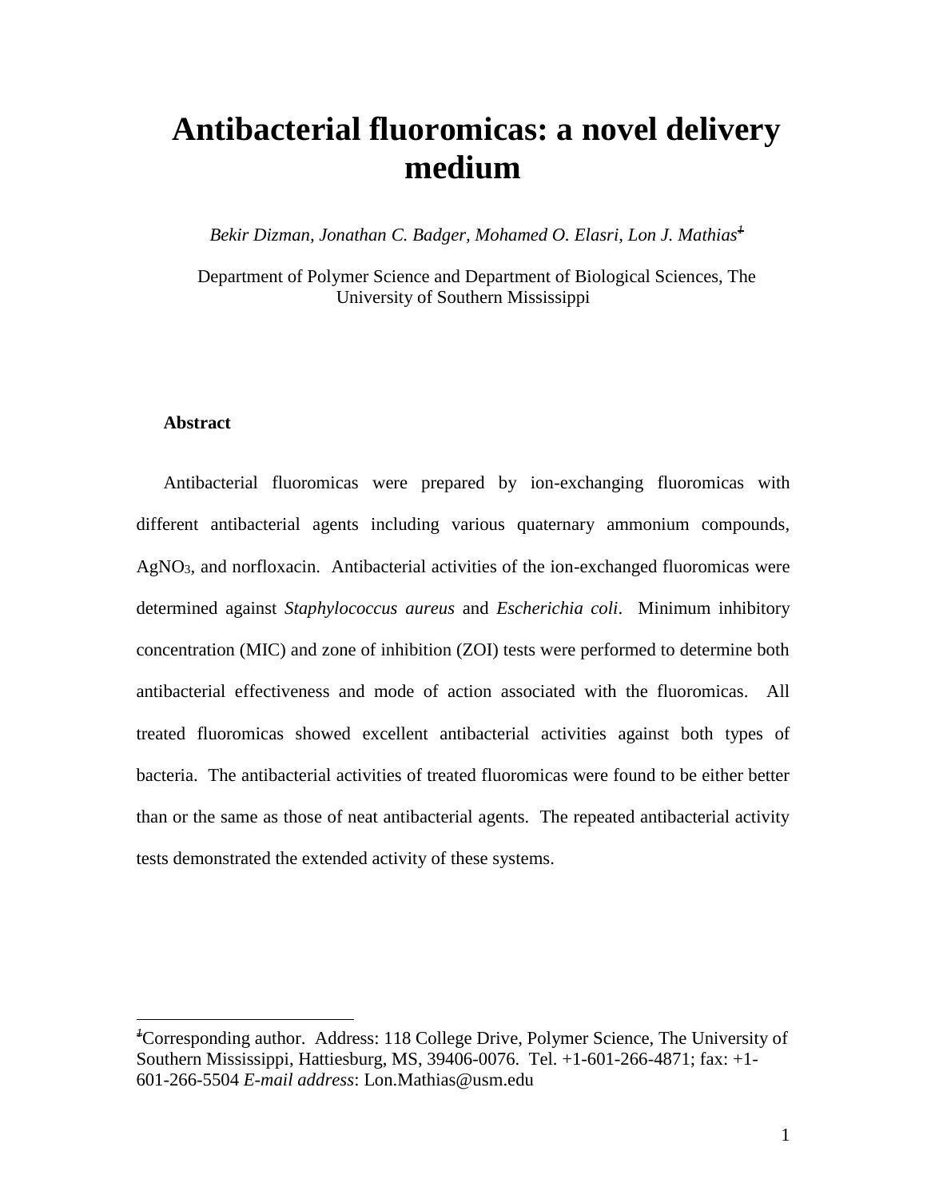# Antibacterial fluoromicas: a novel delivery medium

*Bekir Dizman, Jonathan C. Badger, Mohamed O. Elasri, Lon J. Mathias*[1]

Department of Polymer Science and Department of Biological Sciences, The University of Southern Mississippi

**Abstract**

Antibacterial fluoromicas were prepared by ion-exchanging fluoromicas with different antibacterial agents including various quaternary ammonium compounds, $AgNO_3$, and norfloxacin. Antibacterial activities of the ion-exchanged fluoromicas were determined against *Staphylococcus aureus* and *Escherichia coli*. Minimum inhibitory concentration (MIC) and zone of inhibition (ZOI) tests were performed to determine both antibacterial effectiveness and mode of action associated with the fluoromicas. All treated fluoromicas showed excellent antibacterial activities against both types of bacteria. The antibacterial activities of treated fluoromicas were found to be either better than or the same as those of neat antibacterial agents. The repeated antibacterial activity tests demonstrated the extended activity of these systems.

---

[1] Corresponding author. Address: 118 College Drive, Polymer Science, The University of Southern Mississippi, Hattiesburg, MS, 39406-0076. Tel. +1-601-266-4871; fax: +1-601-266-5504 *E-mail address*: Lon.Mathias@usm.edu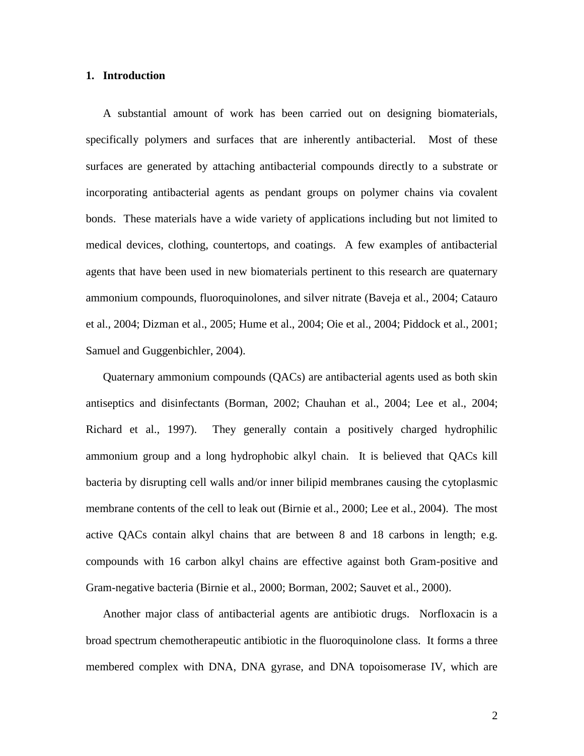## 1. Introduction

A substantial amount of work has been carried out on designing biomaterials, specifically polymers and surfaces that are inherently antibacterial. Most of these surfaces are generated by attaching antibacterial compounds directly to a substrate or incorporating antibacterial agents as pendant groups on polymer chains via covalent bonds. These materials have a wide variety of applications including but not limited to medical devices, clothing, countertops, and coatings. A few examples of antibacterial agents that have been used in new biomaterials pertinent to this research are quaternary ammonium compounds, fluoroquinolones, and silver nitrate (Baveja et al., 2004; Catauro et al., 2004; Dizman et al., 2005; Hume et al., 2004; Oie et al., 2004; Piddock et al., 2001; Samuel and Guggenbichler, 2004).

Quaternary ammonium compounds (QACs) are antibacterial agents used as both skin antiseptics and disinfectants (Borman, 2002; Chauhan et al., 2004; Lee et al., 2004; Richard et al., 1997). They generally contain a positively charged hydrophilic ammonium group and a long hydrophobic alkyl chain. It is believed that QACs kill bacteria by disrupting cell walls and/or inner bilipid membranes causing the cytoplasmic membrane contents of the cell to leak out (Birnie et al., 2000; Lee et al., 2004). The most active QACs contain alkyl chains that are between 8 and 18 carbons in length; e.g. compounds with 16 carbon alkyl chains are effective against both Gram-positive and Gram-negative bacteria (Birnie et al., 2000; Borman, 2002; Sauvet et al., 2000).

Another major class of antibacterial agents are antibiotic drugs. Norfloxacin is a broad spectrum chemotherapeutic antibiotic in the fluoroquinolone class. It forms a three membered complex with DNA, DNA gyrase, and DNA topoisomerase IV, which are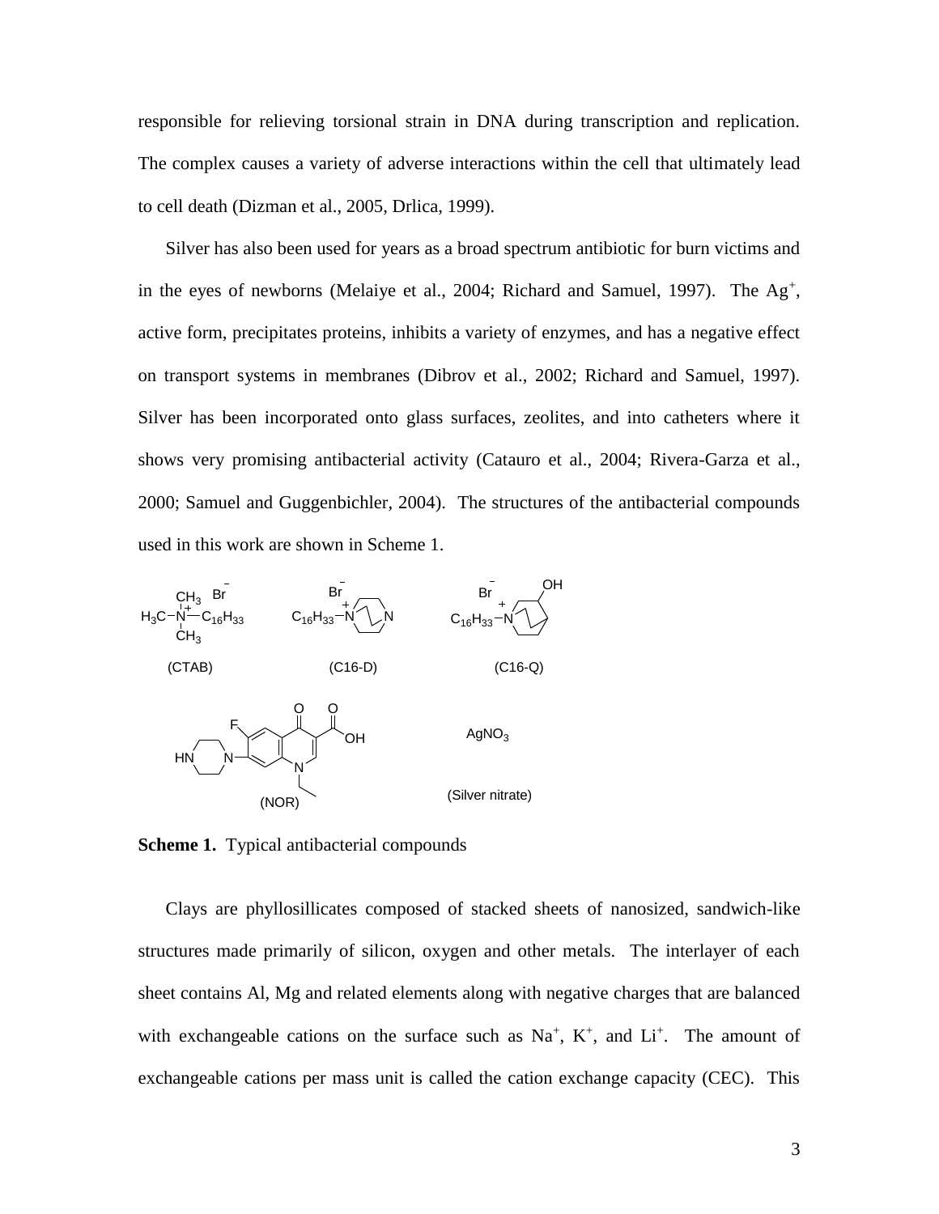responsible for relieving torsional strain in DNA during transcription and replication. The complex causes a variety of adverse interactions within the cell that ultimately lead to cell death (Dizman et al., 2005, Drlica, 1999).

Silver has also been used for years as a broad spectrum antibiotic for burn victims and in the eyes of newborns (Melaiye et al., 2004; Richard and Samuel, 1997). The $Ag^{+}$, active form, precipitates proteins, inhibits a variety of enzymes, and has a negative effect on transport systems in membranes (Dibrov et al., 2002; Richard and Samuel, 1997). Silver has been incorporated onto glass surfaces, zeolites, and into catheters where it shows very promising antibacterial activity (Catauro et al., 2004; Rivera-Garza et al., 2000; Samuel and Guggenbichler, 2004). The structures of the antibacterial compounds used in this work are shown in Scheme 1.

(CTAB) (C16-D) (C16-Q)

(NOR) $AgNO_3$ (Silver nitrate)

**Scheme 1.** Typical antibacterial compounds

Clays are phyllosillicates composed of stacked sheets of nanosized, sandwich-like structures made primarily of silicon, oxygen and other metals. The interlayer of each sheet contains Al, Mg and related elements along with negative charges that are balanced with exchangeable cations on the surface such as $Na^{+}$, $K^{+}$, and $Li^{+}$. The amount of exchangeable cations per mass unit is called the cation exchange capacity (CEC). This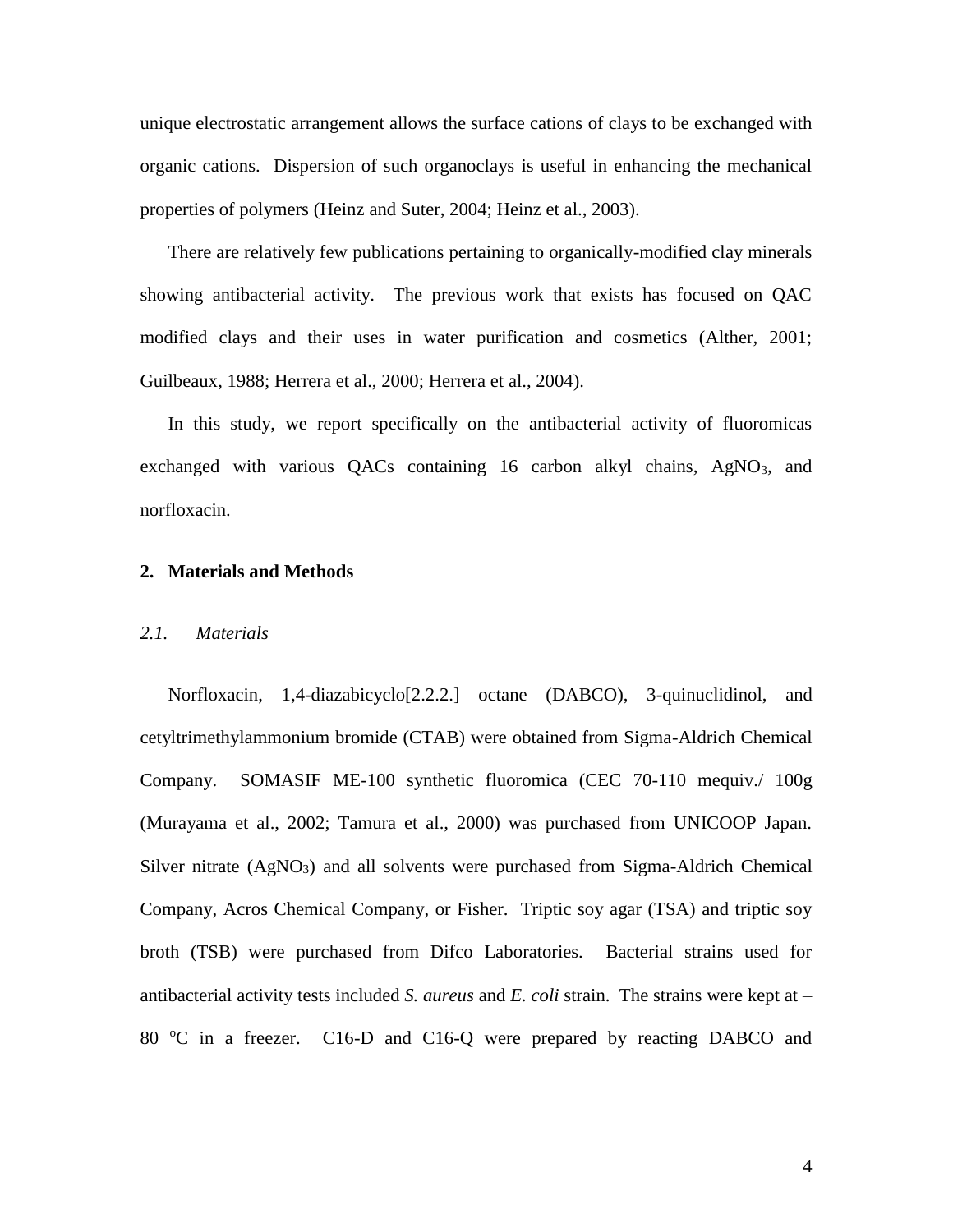unique electrostatic arrangement allows the surface cations of clays to be exchanged with organic cations. Dispersion of such organoclays is useful in enhancing the mechanical properties of polymers (Heinz and Suter, 2004; Heinz et al., 2003).

There are relatively few publications pertaining to organically-modified clay minerals showing antibacterial activity. The previous work that exists has focused on QAC modified clays and their uses in water purification and cosmetics (Alther, 2001; Guilbeaux, 1988; Herrera et al., 2000; Herrera et al., 2004).

In this study, we report specifically on the antibacterial activity of fluoromicas exchanged with various QACs containing 16 carbon alkyl chains, $AgNO_3$, and norfloxacin.

## 2. Materials and Methods

### *2.1. Materials*

Norfloxacin, 1,4-diazabicyclo[2.2.2.] octane (DABCO), 3-quinuclidinol, and cetyltrimethylammonium bromide (CTAB) were obtained from Sigma-Aldrich Chemical Company. SOMASIF ME-100 synthetic fluoromica (CEC 70-110 mequiv./ 100g (Murayama et al., 2002; Tamura et al., 2000) was purchased from UNICOOP Japan. Silver nitrate ($AgNO_3$) and all solvents were purchased from Sigma-Aldrich Chemical Company, Acros Chemical Company, or Fisher. Triptic soy agar (TSA) and triptic soy broth (TSB) were purchased from Difco Laboratories. Bacterial strains used for antibacterial activity tests included *S. aureus* and *E. coli* strain. The strains were kept at –80 $^{o}$C in a freezer. C16-D and C16-Q were prepared by reacting DABCO and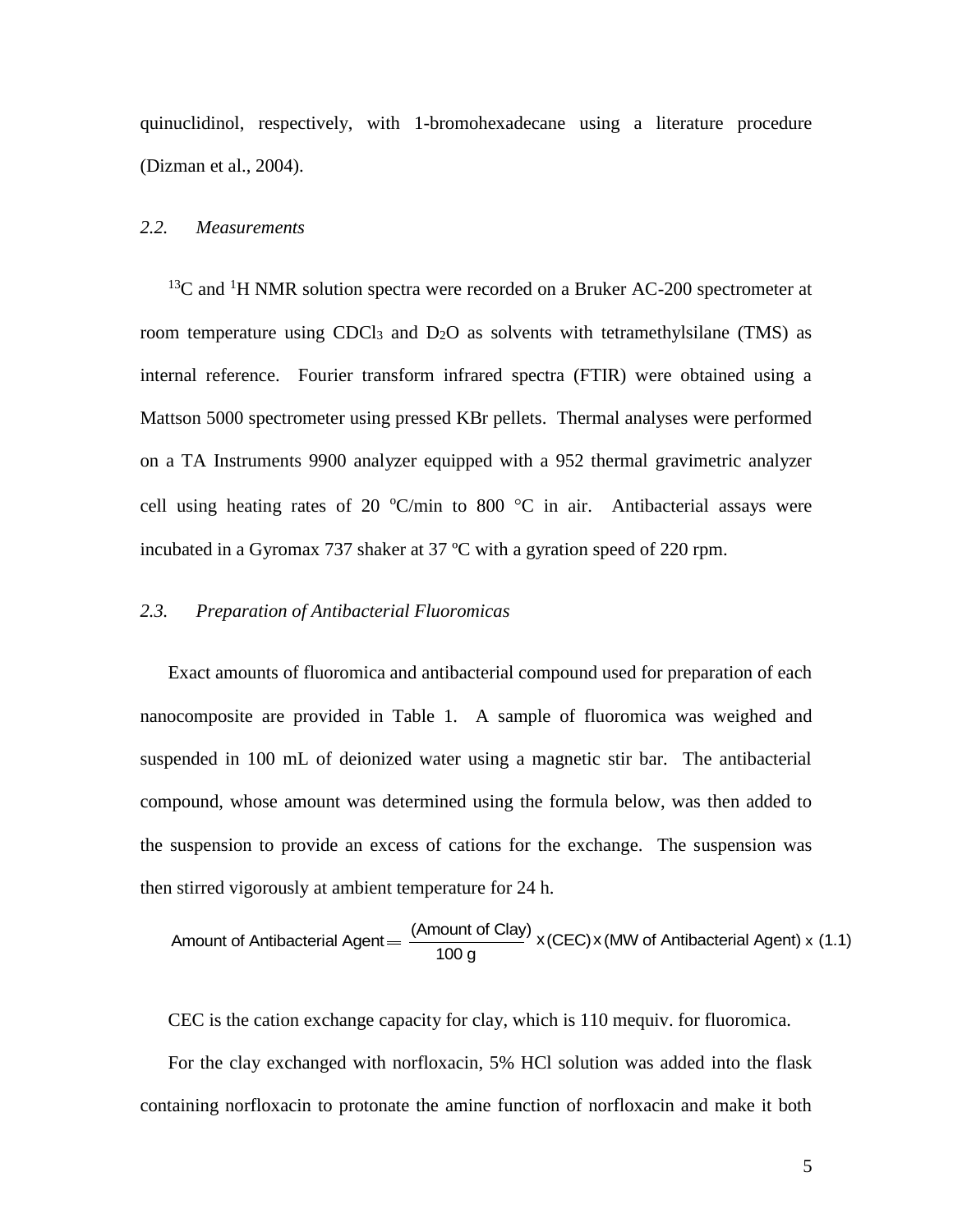quinuclidinol, respectively, with 1-bromohexadecane using a literature procedure (Dizman et al., 2004).

### *2.2. Measurements*

$^{13}C$ and $^{1}H$ NMR solution spectra were recorded on a Bruker AC-200 spectrometer at room temperature using $CDCl_3$ and $D_2O$ as solvents with tetramethylsilane (TMS) as internal reference. Fourier transform infrared spectra (FTIR) were obtained using a Mattson 5000 spectrometer using pressed KBr pellets. Thermal analyses were performed on a TA Instruments 9900 analyzer equipped with a 952 thermal gravimetric analyzer cell using heating rates of 20 ºC/min to 800 °C in air. Antibacterial assays were incubated in a Gyromax 737 shaker at 37 ºC with a gyration speed of 220 rpm.

### *2.3. Preparation of Antibacterial Fluoromicas*

Exact amounts of fluoromica and antibacterial compound used for preparation of each nanocomposite are provided in Table 1. A sample of fluoromica was weighed and suspended in 100 mL of deionized water using a magnetic stir bar. The antibacterial compound, whose amount was determined using the formula below, was then added to the suspension to provide an excess of cations for the exchange. The suspension was then stirred vigorously at ambient temperature for 24 h.

$$\text{Amount of Antibacterial Agent} = \frac{(\text{Amount of Clay})}{100\text{ g}} \times (\text{CEC}) \times (\text{MW of Antibacterial Agent}) \times (1.1)$$

CEC is the cation exchange capacity for clay, which is 110 mequiv. for fluoromica.

For the clay exchanged with norfloxacin, 5% HCl solution was added into the flask containing norfloxacin to protonate the amine function of norfloxacin and make it both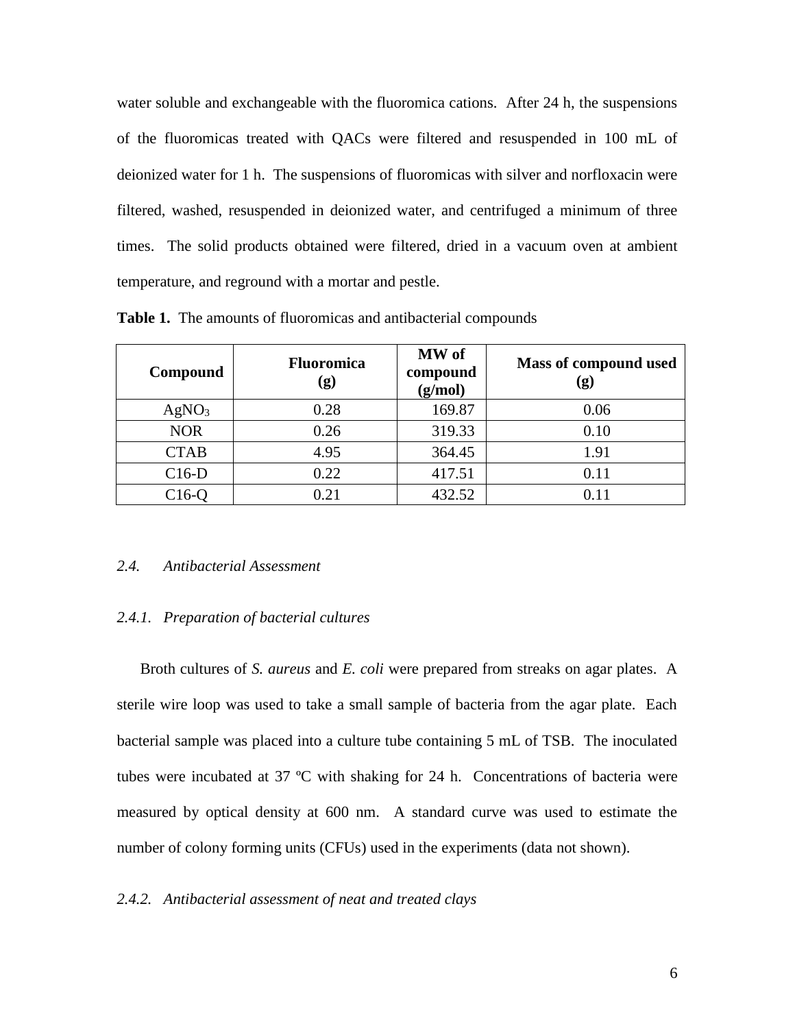water soluble and exchangeable with the fluoromica cations. After 24 h, the suspensions of the fluoromicas treated with QACs were filtered and resuspended in 100 mL of deionized water for 1 h. The suspensions of fluoromicas with silver and norfloxacin were filtered, washed, resuspended in deionized water, and centrifuged a minimum of three times. The solid products obtained were filtered, dried in a vacuum oven at ambient temperature, and reground with a mortar and pestle.

**Table 1.** The amounts of fluoromicas and antibacterial compounds

| Compound | Fluoromica (g) | MW of compound (g/mol) | Mass of compound used (g) |
|---|---|---|---|
| $AgNO_3$ | 0.28 | 169.87 | 0.06 |
| NOR | 0.26 | 319.33 | 0.10 |
| CTAB | 4.95 | 364.45 | 1.91 |
| C16-D | 0.22 | 417.51 | 0.11 |
| C16-Q | 0.21 | 432.52 | 0.11 |

### *2.4. Antibacterial Assessment*

#### *2.4.1. Preparation of bacterial cultures*

Broth cultures of *S. aureus* and *E. coli* were prepared from streaks on agar plates. A sterile wire loop was used to take a small sample of bacteria from the agar plate. Each bacterial sample was placed into a culture tube containing 5 mL of TSB. The inoculated tubes were incubated at 37 ºC with shaking for 24 h. Concentrations of bacteria were measured by optical density at 600 nm. A standard curve was used to estimate the number of colony forming units (CFUs) used in the experiments (data not shown).

#### *2.4.2. Antibacterial assessment of neat and treated clays*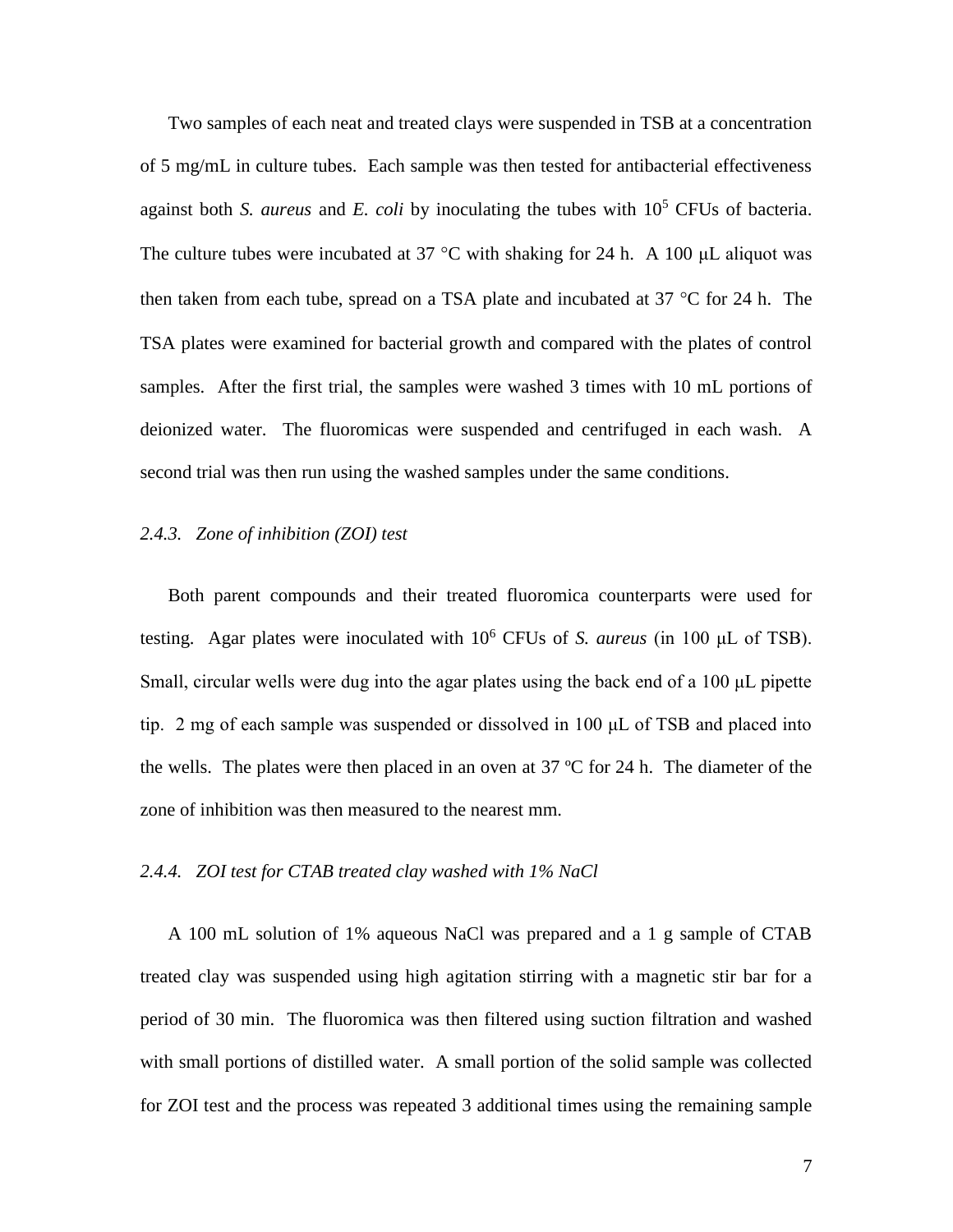Two samples of each neat and treated clays were suspended in TSB at a concentration of 5 mg/mL in culture tubes. Each sample was then tested for antibacterial effectiveness against both *S. aureus* and *E. coli* by inoculating the tubes with $10^5$ CFUs of bacteria. The culture tubes were incubated at 37 °C with shaking for 24 h. A 100 μL aliquot was then taken from each tube, spread on a TSA plate and incubated at 37 °C for 24 h. The TSA plates were examined for bacterial growth and compared with the plates of control samples. After the first trial, the samples were washed 3 times with 10 mL portions of deionized water. The fluoromicas were suspended and centrifuged in each wash. A second trial was then run using the washed samples under the same conditions.

### *2.4.3. Zone of inhibition (ZOI) test*

Both parent compounds and their treated fluoromica counterparts were used for testing. Agar plates were inoculated with $10^6$ CFUs of *S. aureus* (in 100 μL of TSB). Small, circular wells were dug into the agar plates using the back end of a 100 μL pipette tip. 2 mg of each sample was suspended or dissolved in 100 μL of TSB and placed into the wells. The plates were then placed in an oven at 37 ºC for 24 h. The diameter of the zone of inhibition was then measured to the nearest mm.

### *2.4.4. ZOI test for CTAB treated clay washed with 1% NaCl*

A 100 mL solution of 1% aqueous NaCl was prepared and a 1 g sample of CTAB treated clay was suspended using high agitation stirring with a magnetic stir bar for a period of 30 min. The fluoromica was then filtered using suction filtration and washed with small portions of distilled water. A small portion of the solid sample was collected for ZOI test and the process was repeated 3 additional times using the remaining sample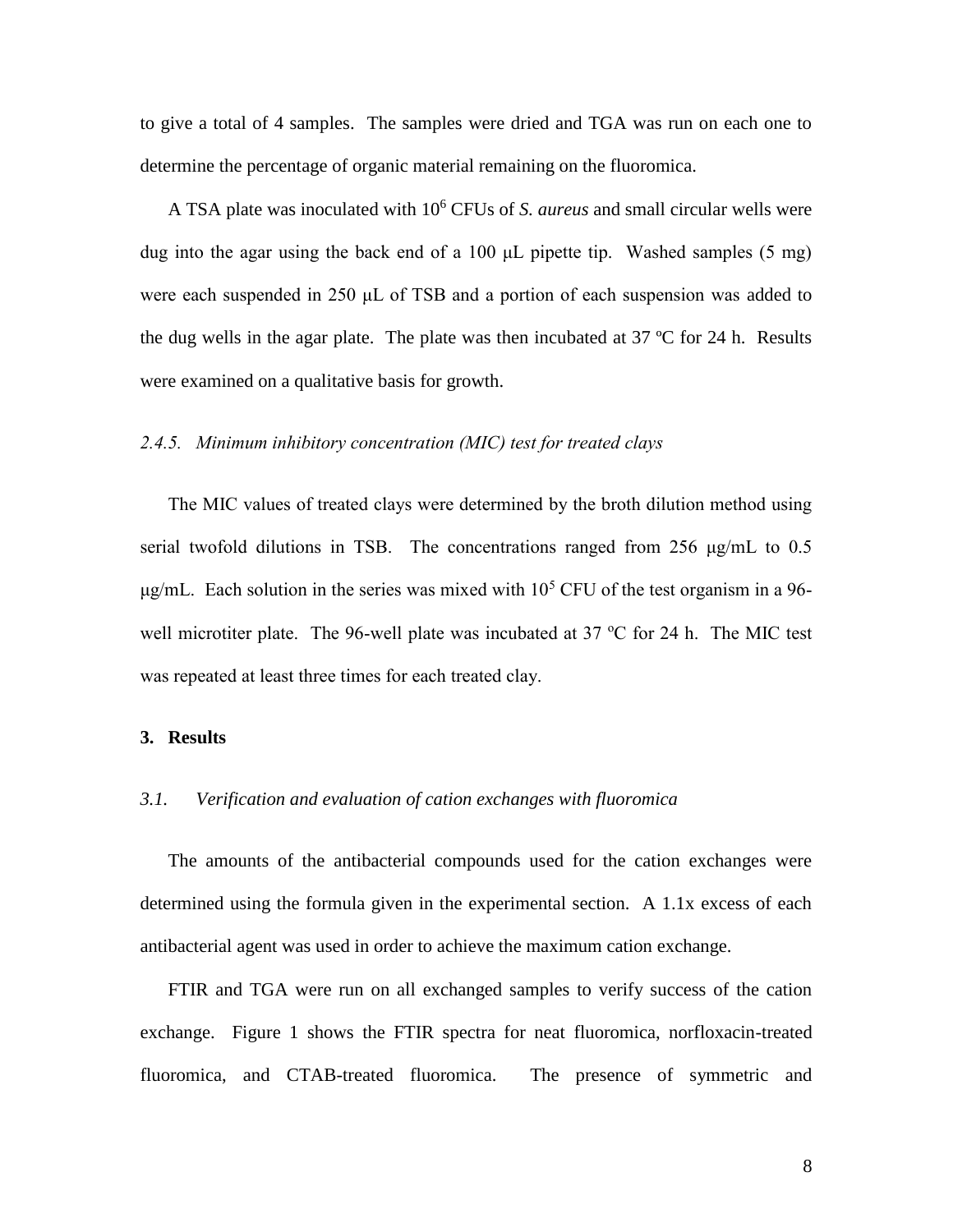to give a total of 4 samples. The samples were dried and TGA was run on each one to determine the percentage of organic material remaining on the fluoromica.

A TSA plate was inoculated with $10^6$ CFUs of *S. aureus* and small circular wells were dug into the agar using the back end of a 100 μL pipette tip. Washed samples (5 mg) were each suspended in 250 μL of TSB and a portion of each suspension was added to the dug wells in the agar plate. The plate was then incubated at 37 ºC for 24 h. Results were examined on a qualitative basis for growth.

### *2.4.5. Minimum inhibitory concentration (MIC) test for treated clays*

The MIC values of treated clays were determined by the broth dilution method using serial twofold dilutions in TSB. The concentrations ranged from 256 μg/mL to 0.5 μg/mL. Each solution in the series was mixed with $10^5$ CFU of the test organism in a 96-well microtiter plate. The 96-well plate was incubated at 37 ºC for 24 h. The MIC test was repeated at least three times for each treated clay.

## 3. Results

### *3.1. Verification and evaluation of cation exchanges with fluoromica*

The amounts of the antibacterial compounds used for the cation exchanges were determined using the formula given in the experimental section. A 1.1x excess of each antibacterial agent was used in order to achieve the maximum cation exchange.

FTIR and TGA were run on all exchanged samples to verify success of the cation exchange. Figure 1 shows the FTIR spectra for neat fluoromica, norfloxacin-treated fluoromica, and CTAB-treated fluoromica. The presence of symmetric and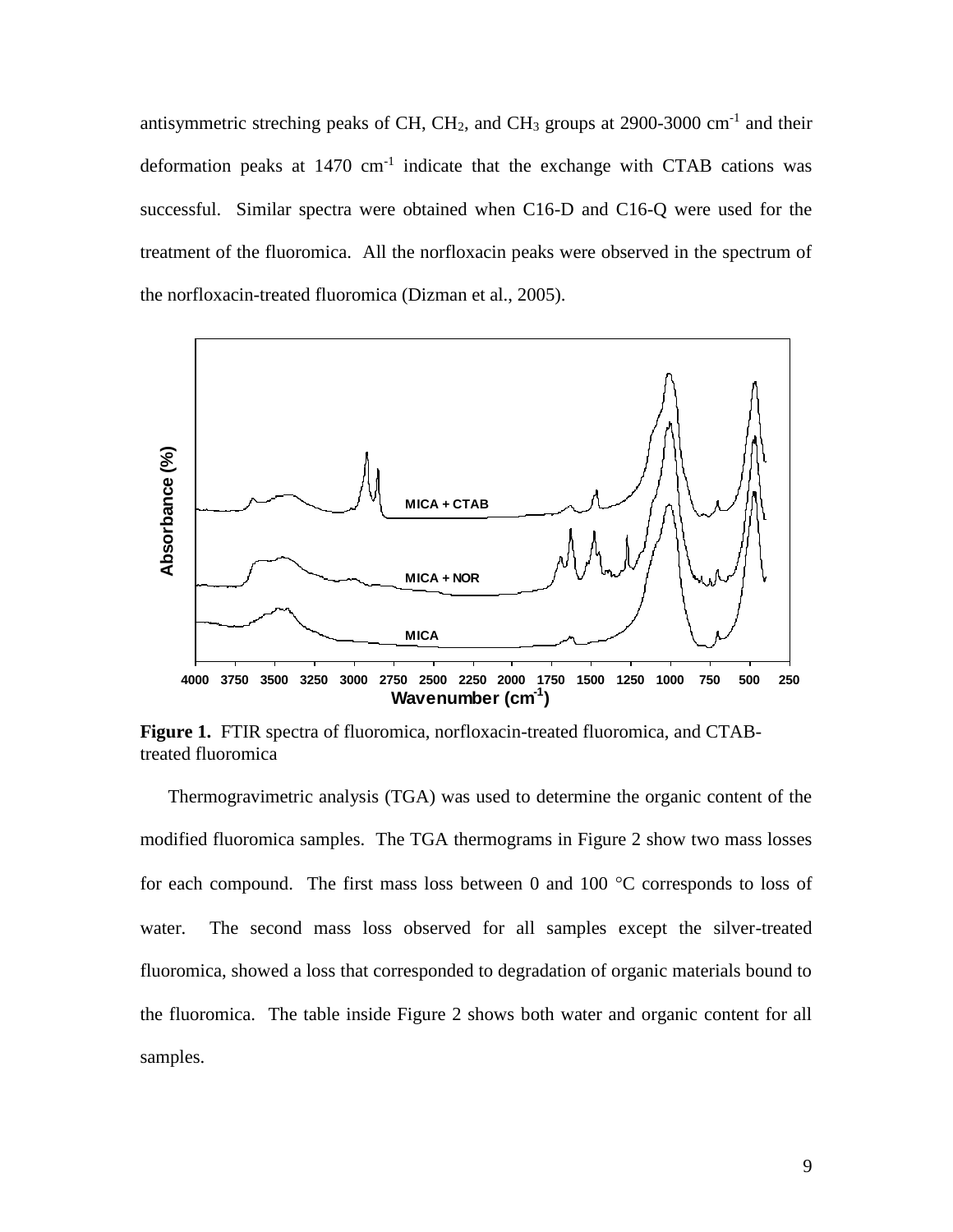antisymmetric streching peaks of CH, $CH_2$, and $CH_3$ groups at 2900-3000 $cm^{-1}$ and their deformation peaks at 1470 $cm^{-1}$ indicate that the exchange with CTAB cations was successful. Similar spectra were obtained when C16-D and C16-Q were used for the treatment of the fluoromica. All the norfloxacin peaks were observed in the spectrum of the norfloxacin-treated fluoromica (Dizman et al., 2005).

**Figure 1.** FTIR spectra of fluoromica, norfloxacin-treated fluoromica, and CTAB-treated fluoromica

Thermogravimetric analysis (TGA) was used to determine the organic content of the modified fluoromica samples. The TGA thermograms in Figure 2 show two mass losses for each compound. The first mass loss between 0 and 100 °C corresponds to loss of water. The second mass loss observed for all samples except the silver-treated fluoromica, showed a loss that corresponded to degradation of organic materials bound to the fluoromica. The table inside Figure 2 shows both water and organic content for all samples.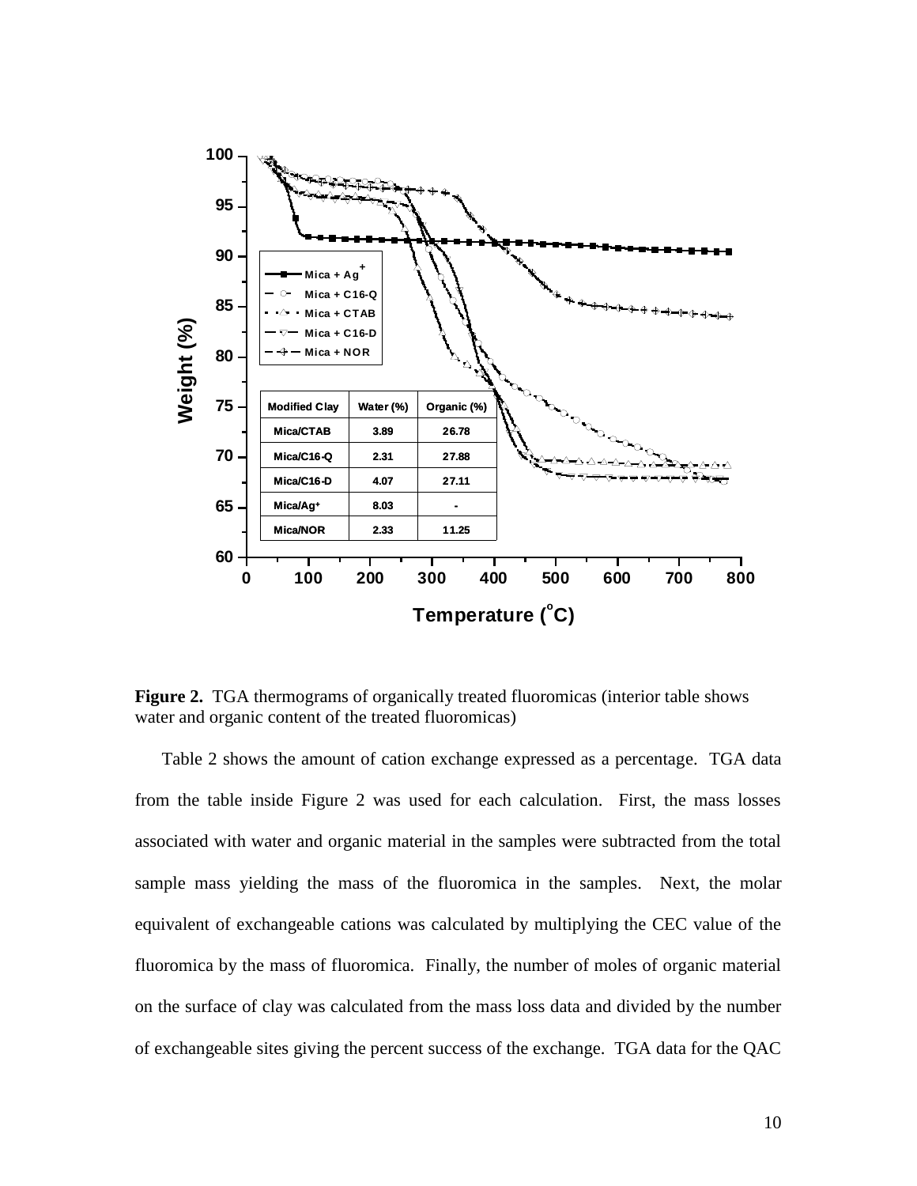| Modified Clay | Water (%) | Organic (%) |
| --- | --- | --- |
| Mica/CTAB | 3.89 | 26.78 |
| Mica/C16-Q | 2.31 | 27.88 |
| Mica/C16-D | 4.07 | 27.11 |
| Mica/Ag+ | 8.03 | - |
| Mica/NOR | 2.33 | 11.25 |

**Figure 2.** TGA thermograms of organically treated fluoromicas (interior table shows water and organic content of the treated fluoromicas)

Table 2 shows the amount of cation exchange expressed as a percentage. TGA data from the table inside Figure 2 was used for each calculation. First, the mass losses associated with water and organic material in the samples were subtracted from the total sample mass yielding the mass of the fluoromica in the samples. Next, the molar equivalent of exchangeable cations was calculated by multiplying the CEC value of the fluoromica by the mass of fluoromica. Finally, the number of moles of organic material on the surface of clay was calculated from the mass loss data and divided by the number of exchangeable sites giving the percent success of the exchange. TGA data for the QAC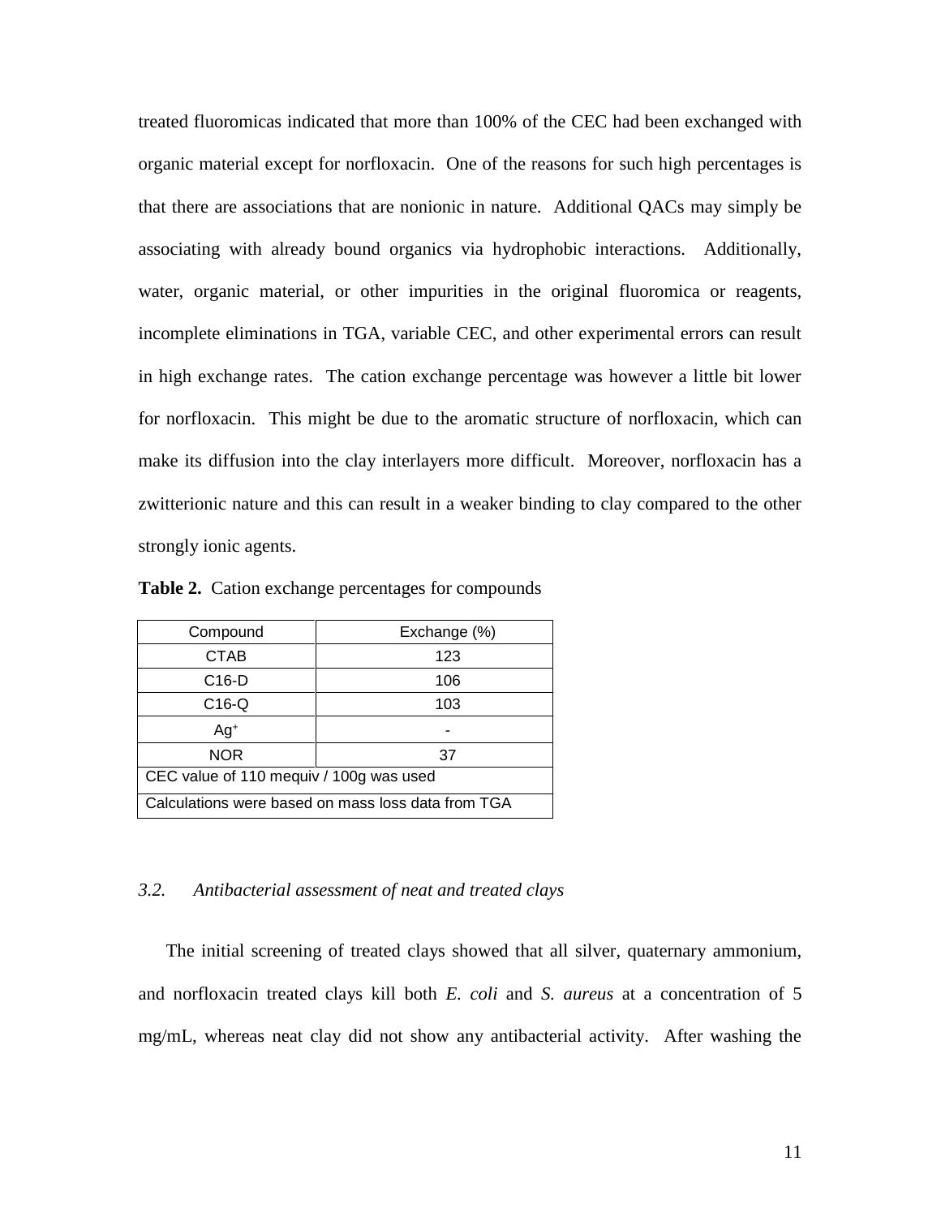treated fluoromicas indicated that more than 100% of the CEC had been exchanged with organic material except for norfloxacin. One of the reasons for such high percentages is that there are associations that are nonionic in nature. Additional QACs may simply be associating with already bound organics via hydrophobic interactions. Additionally, water, organic material, or other impurities in the original fluoromica or reagents, incomplete eliminations in TGA, variable CEC, and other experimental errors can result in high exchange rates. The cation exchange percentage was however a little bit lower for norfloxacin. This might be due to the aromatic structure of norfloxacin, which can make its diffusion into the clay interlayers more difficult. Moreover, norfloxacin has a zwitterionic nature and this can result in a weaker binding to clay compared to the other strongly ionic agents.

**Table 2.** Cation exchange percentages for compounds

| Compound | Exchange (%) |
|---|---|
| CTAB | 123 |
| C16-D | 106 |
| C16-Q | 103 |
| $Ag^+$ | - |
| NOR | 37 |
| CEC value of 110 mequiv / 100g was used | |
| Calculations were based on mass loss data from TGA | |

### *3.2. Antibacterial assessment of neat and treated clays*

The initial screening of treated clays showed that all silver, quaternary ammonium, and norfloxacin treated clays kill both *E. coli* and *S. aureus* at a concentration of 5 mg/mL, whereas neat clay did not show any antibacterial activity. After washing the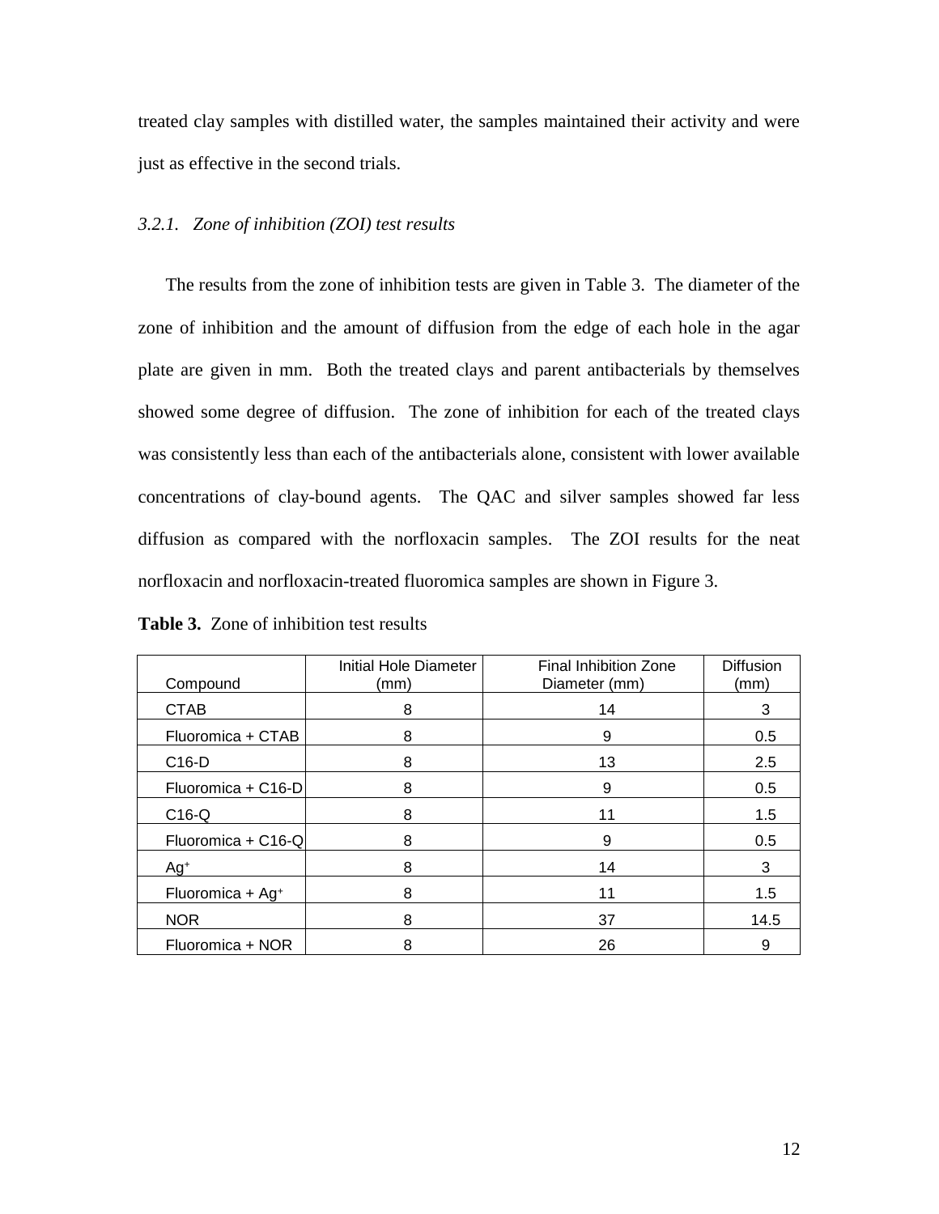treated clay samples with distilled water, the samples maintained their activity and were just as effective in the second trials.

### *3.2.1. Zone of inhibition (ZOI) test results*

The results from the zone of inhibition tests are given in Table 3. The diameter of the zone of inhibition and the amount of diffusion from the edge of each hole in the agar plate are given in mm. Both the treated clays and parent antibacterials by themselves showed some degree of diffusion. The zone of inhibition for each of the treated clays was consistently less than each of the antibacterials alone, consistent with lower available concentrations of clay-bound agents. The QAC and silver samples showed far less diffusion as compared with the norfloxacin samples. The ZOI results for the neat norfloxacin and norfloxacin-treated fluoromica samples are shown in Figure 3.

**Table 3.** Zone of inhibition test results

| Compound | Initial Hole Diameter (mm) | Final Inhibition Zone Diameter (mm) | Diffusion (mm) |
|---|---|---|---|
| CTAB | 8 | 14 | 3 |
| Fluoromica + CTAB | 8 | 9 | 0.5 |
| C16-D | 8 | 13 | 2.5 |
| Fluoromica + C16-D | 8 | 9 | 0.5 |
| C16-Q | 8 | 11 | 1.5 |
| Fluoromica + C16-Q | 8 | 9 | 0.5 |
| $Ag^+$ | 8 | 14 | 3 |
| Fluoromica + $Ag^+$ | 8 | 11 | 1.5 |
| NOR | 8 | 37 | 14.5 |
| Fluoromica + NOR | 8 | 26 | 9 |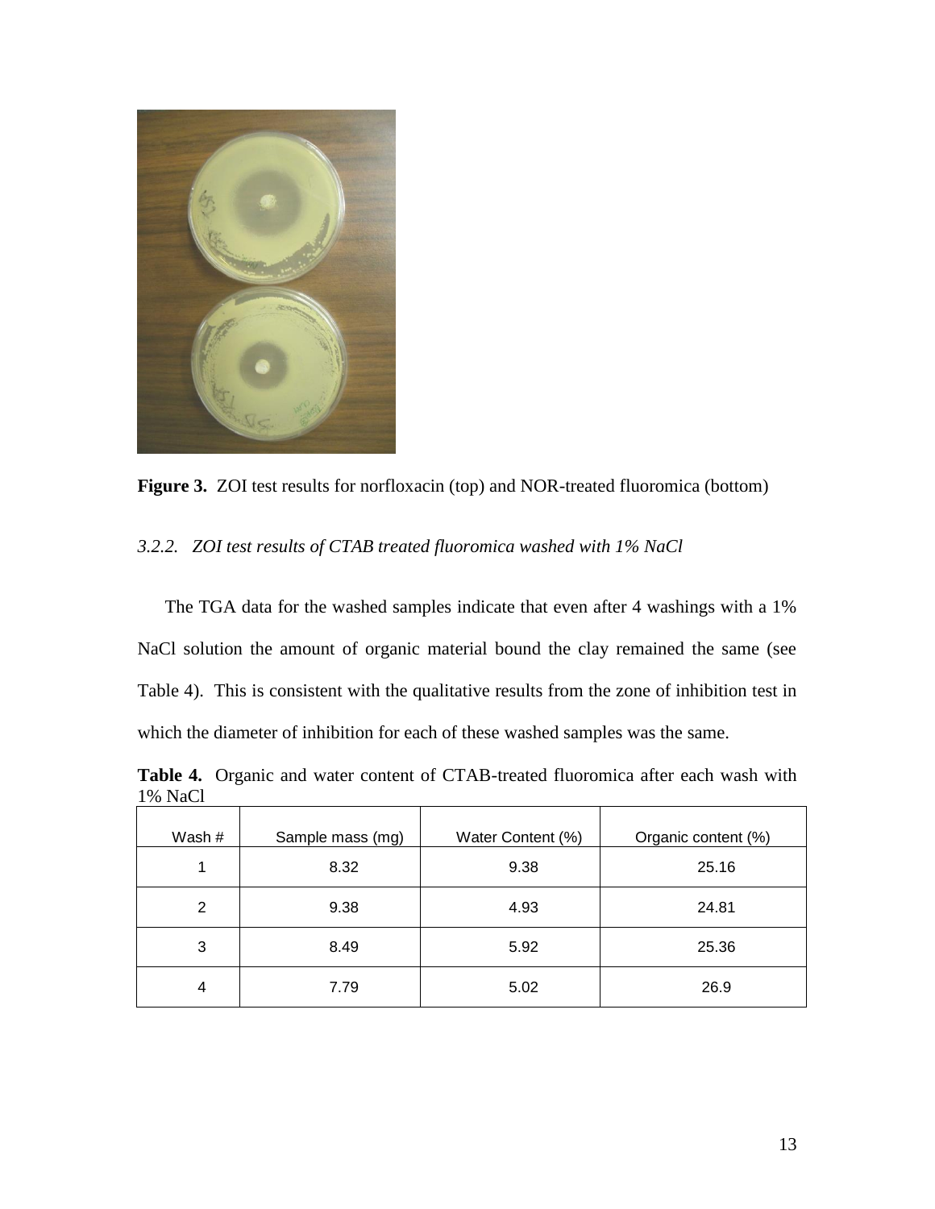**Figure 3.** ZOI test results for norfloxacin (top) and NOR-treated fluoromica (bottom)

*3.2.2. ZOI test results of CTAB treated fluoromica washed with 1% NaCl*

The TGA data for the washed samples indicate that even after 4 washings with a 1% NaCl solution the amount of organic material bound the clay remained the same (see Table 4). This is consistent with the qualitative results from the zone of inhibition test in which the diameter of inhibition for each of these washed samples was the same.

**Table 4.** Organic and water content of CTAB-treated fluoromica after each wash with 1% NaCl

| Wash # | Sample mass (mg) | Water Content (%) | Organic content (%) |
|---|---|---|---|
| 1 | 8.32 | 9.38 | 25.16 |
| 2 | 9.38 | 4.93 | 24.81 |
| 3 | 8.49 | 5.92 | 25.36 |
| 4 | 7.79 | 5.02 | 26.9 |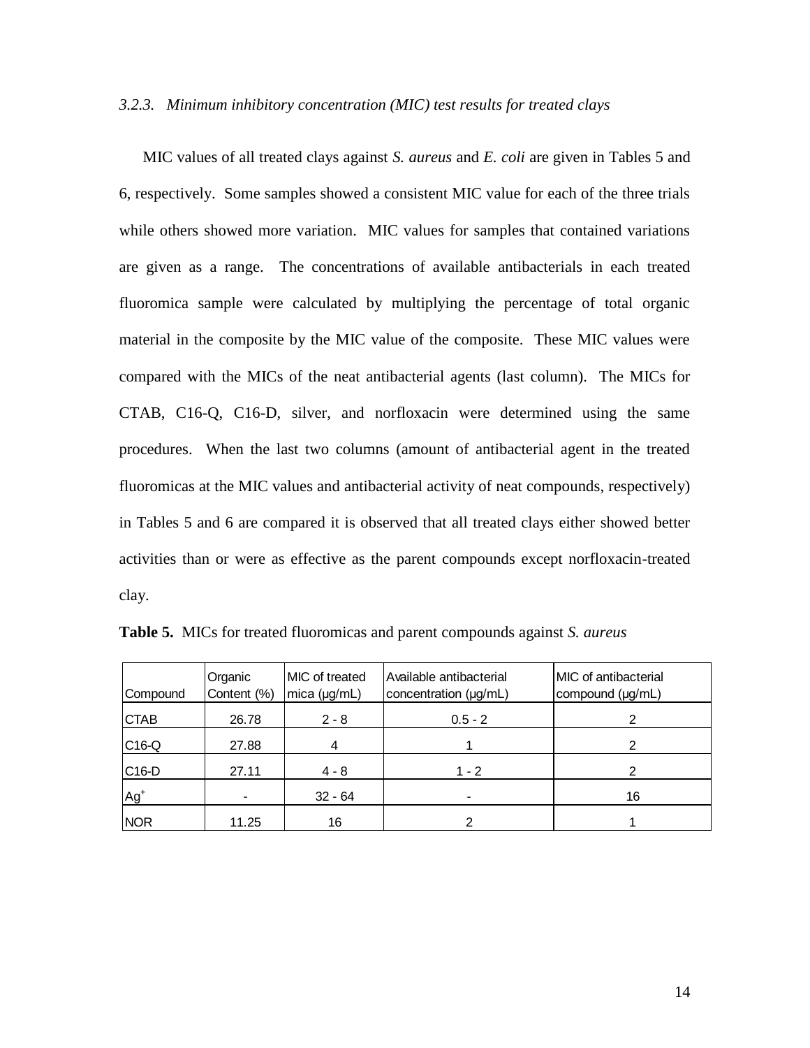### *3.2.3. Minimum inhibitory concentration (MIC) test results for treated clays*

MIC values of all treated clays against *S. aureus* and *E. coli* are given in Tables 5 and 6, respectively. Some samples showed a consistent MIC value for each of the three trials while others showed more variation. MIC values for samples that contained variations are given as a range. The concentrations of available antibacterials in each treated fluoromica sample were calculated by multiplying the percentage of total organic material in the composite by the MIC value of the composite. These MIC values were compared with the MICs of the neat antibacterial agents (last column). The MICs for CTAB, C16-Q, C16-D, silver, and norfloxacin were determined using the same procedures. When the last two columns (amount of antibacterial agent in the treated fluoromicas at the MIC values and antibacterial activity of neat compounds, respectively) in Tables 5 and 6 are compared it is observed that all treated clays either showed better activities than or were as effective as the parent compounds except norfloxacin-treated clay.

**Table 5.** MICs for treated fluoromicas and parent compounds against *S. aureus*

| Compound | Organic Content (%) | MIC of treated mica (μg/mL) | Available antibacterial concentration (μg/mL) | MIC of antibacterial compound (μg/mL) |
|---|---|---|---|---|
| CTAB | 26.78 | 2 - 8 | 0.5 - 2 | 2 |
| C16-Q | 27.88 | 4 | 1 | 2 |
| C16-D | 27.11 | 4 - 8 | 1 - 2 | 2 |
| $Ag^+$ | - | 32 - 64 | - | 16 |
| NOR | 11.25 | 16 | 2 | 1 |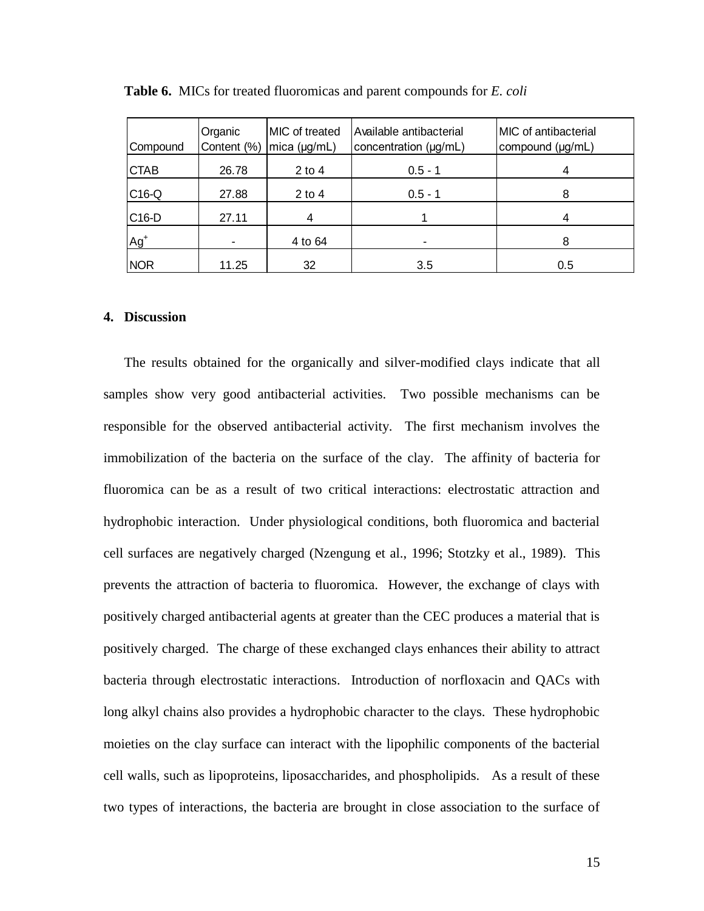**Table 6.** MICs for treated fluoromicas and parent compounds for *E. coli*

| Compound | Organic Content (%) | MIC of treated mica (μg/mL) | Available antibacterial concentration (μg/mL) | MIC of antibacterial compound (μg/mL) |
|---|---|---|---|---|
| CTAB | 26.78 | 2 to 4 | 0.5 - 1 | 4 |
| C16-Q | 27.88 | 2 to 4 | 0.5 - 1 | 8 |
| C16-D | 27.11 | 4 | 1 | 4 |
| $Ag^+$ | - | 4 to 64 | - | 8 |
| NOR | 11.25 | 32 | 3.5 | 0.5 |

## 4. Discussion

The results obtained for the organically and silver-modified clays indicate that all samples show very good antibacterial activities. Two possible mechanisms can be responsible for the observed antibacterial activity. The first mechanism involves the immobilization of the bacteria on the surface of the clay. The affinity of bacteria for fluoromica can be as a result of two critical interactions: electrostatic attraction and hydrophobic interaction. Under physiological conditions, both fluoromica and bacterial cell surfaces are negatively charged (Nzengung et al., 1996; Stotzky et al., 1989). This prevents the attraction of bacteria to fluoromica. However, the exchange of clays with positively charged antibacterial agents at greater than the CEC produces a material that is positively charged. The charge of these exchanged clays enhances their ability to attract bacteria through electrostatic interactions. Introduction of norfloxacin and QACs with long alkyl chains also provides a hydrophobic character to the clays. These hydrophobic moieties on the clay surface can interact with the lipophilic components of the bacterial cell walls, such as lipoproteins, liposaccharides, and phospholipids. As a result of these two types of interactions, the bacteria are brought in close association to the surface of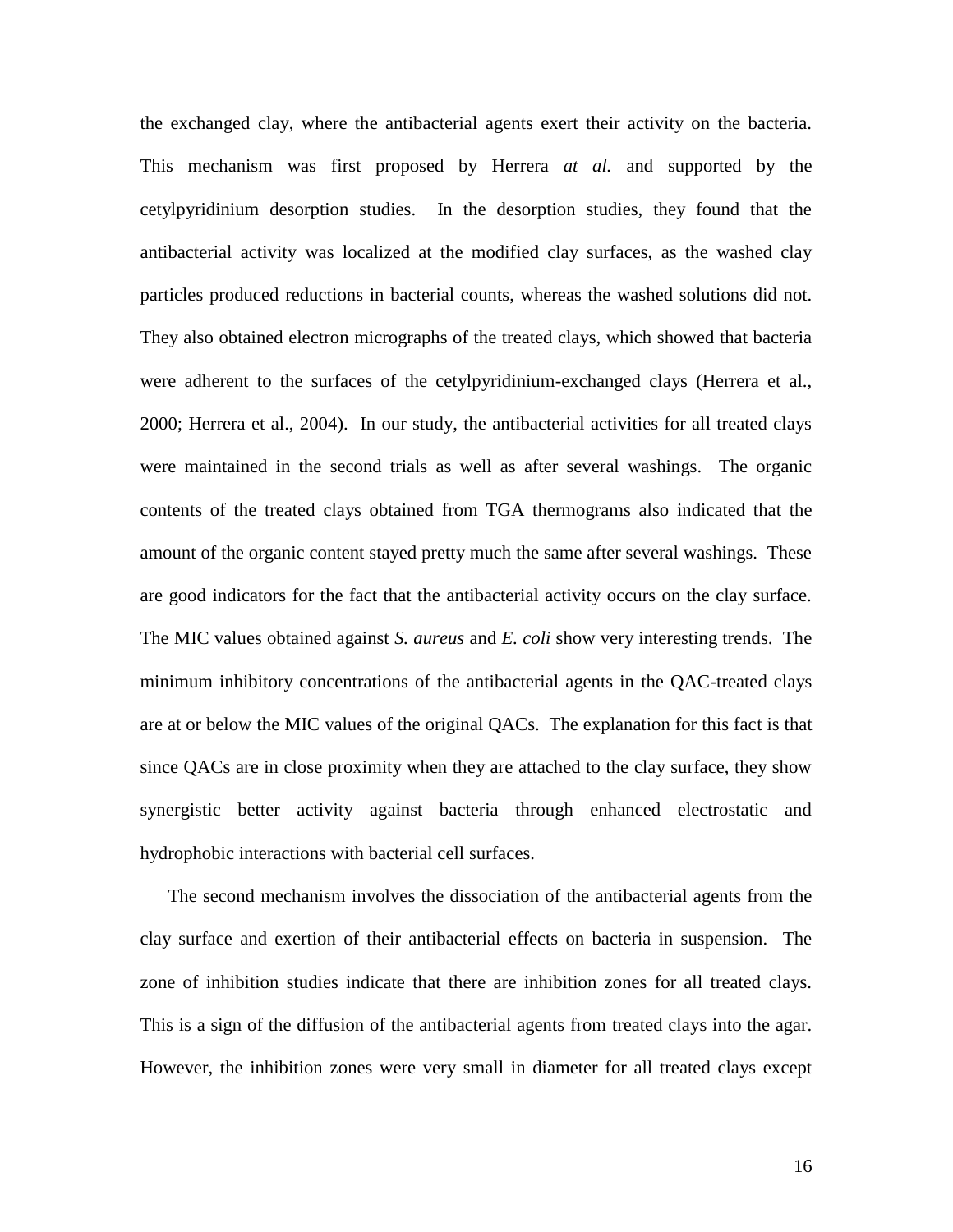the exchanged clay, where the antibacterial agents exert their activity on the bacteria. This mechanism was first proposed by Herrera *at al.* and supported by the cetylpyridinium desorption studies. In the desorption studies, they found that the antibacterial activity was localized at the modified clay surfaces, as the washed clay particles produced reductions in bacterial counts, whereas the washed solutions did not. They also obtained electron micrographs of the treated clays, which showed that bacteria were adherent to the surfaces of the cetylpyridinium-exchanged clays (Herrera et al., 2000; Herrera et al., 2004). In our study, the antibacterial activities for all treated clays were maintained in the second trials as well as after several washings. The organic contents of the treated clays obtained from TGA thermograms also indicated that the amount of the organic content stayed pretty much the same after several washings. These are good indicators for the fact that the antibacterial activity occurs on the clay surface. The MIC values obtained against *S. aureus* and *E. coli* show very interesting trends. The minimum inhibitory concentrations of the antibacterial agents in the QAC-treated clays are at or below the MIC values of the original QACs. The explanation for this fact is that since QACs are in close proximity when they are attached to the clay surface, they show synergistic better activity against bacteria through enhanced electrostatic and hydrophobic interactions with bacterial cell surfaces.

The second mechanism involves the dissociation of the antibacterial agents from the clay surface and exertion of their antibacterial effects on bacteria in suspension. The zone of inhibition studies indicate that there are inhibition zones for all treated clays. This is a sign of the diffusion of the antibacterial agents from treated clays into the agar. However, the inhibition zones were very small in diameter for all treated clays except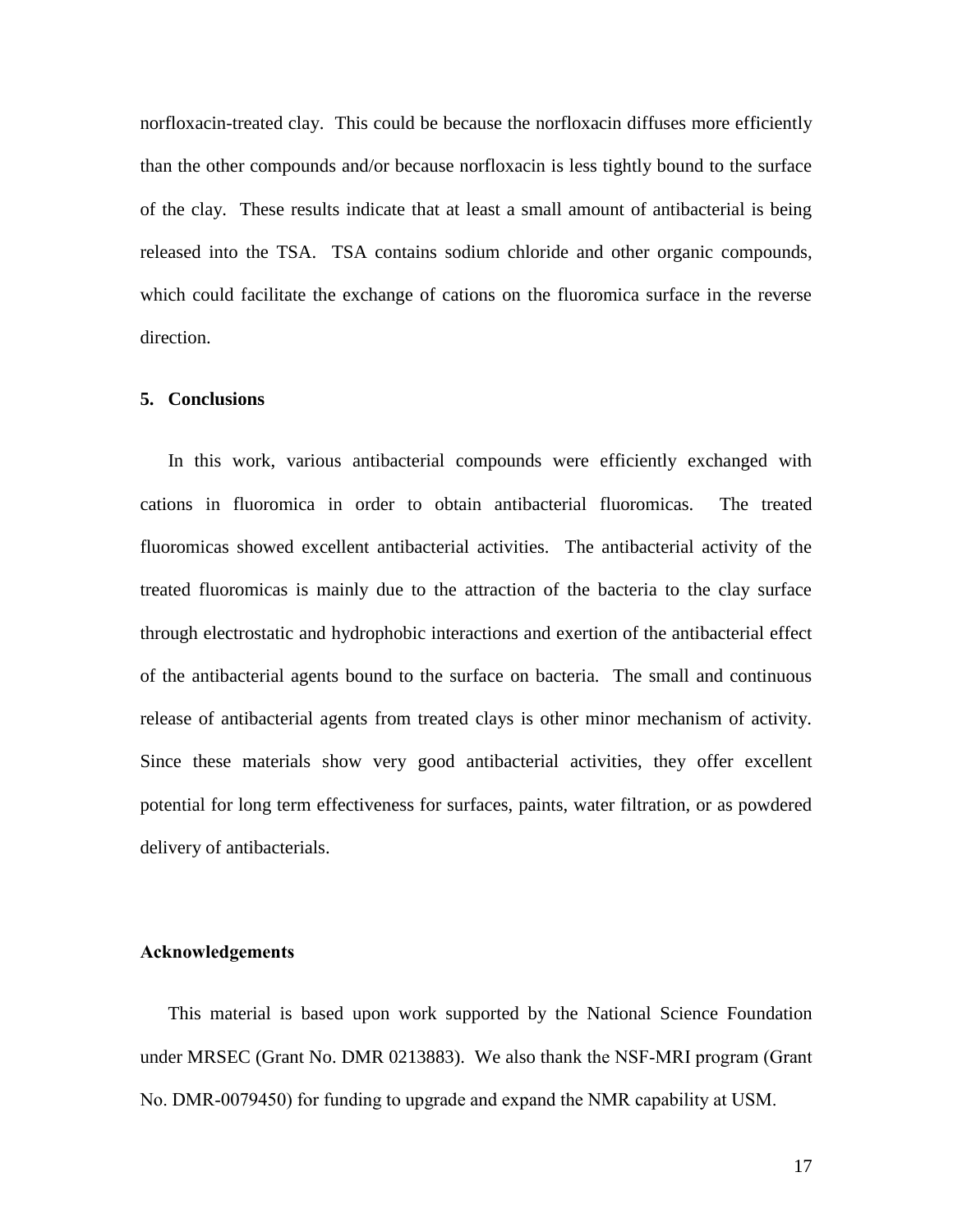norfloxacin-treated clay. This could be because the norfloxacin diffuses more efficiently than the other compounds and/or because norfloxacin is less tightly bound to the surface of the clay. These results indicate that at least a small amount of antibacterial is being released into the TSA. TSA contains sodium chloride and other organic compounds, which could facilitate the exchange of cations on the fluoromica surface in the reverse direction.

## 5. Conclusions

In this work, various antibacterial compounds were efficiently exchanged with cations in fluoromica in order to obtain antibacterial fluoromicas. The treated fluoromicas showed excellent antibacterial activities. The antibacterial activity of the treated fluoromicas is mainly due to the attraction of the bacteria to the clay surface through electrostatic and hydrophobic interactions and exertion of the antibacterial effect of the antibacterial agents bound to the surface on bacteria. The small and continuous release of antibacterial agents from treated clays is other minor mechanism of activity. Since these materials show very good antibacterial activities, they offer excellent potential for long term effectiveness for surfaces, paints, water filtration, or as powdered delivery of antibacterials.

## Acknowledgements

This material is based upon work supported by the National Science Foundation under MRSEC (Grant No. DMR 0213883). We also thank the NSF-MRI program (Grant No. DMR-0079450) for funding to upgrade and expand the NMR capability at USM.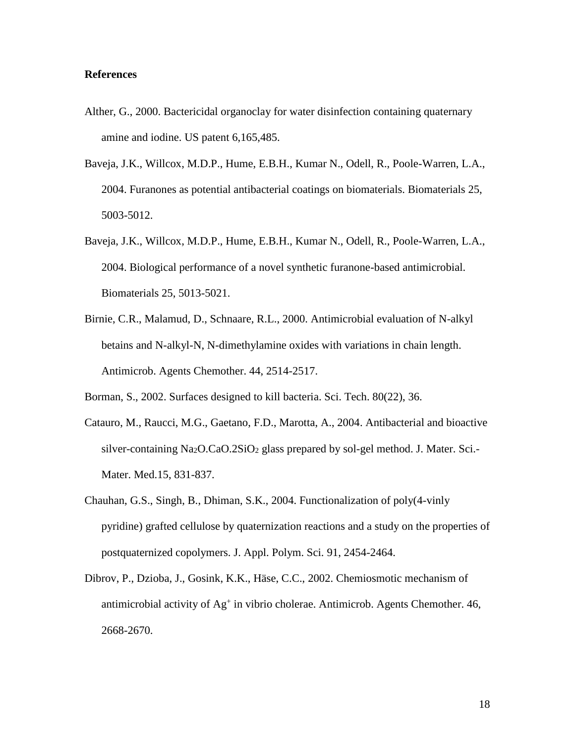**References**

Alther, G., 2000. Bactericidal organoclay for water disinfection containing quaternary amine and iodine. US patent 6,165,485.

Baveja, J.K., Willcox, M.D.P., Hume, E.B.H., Kumar N., Odell, R., Poole-Warren, L.A., 2004. Furanones as potential antibacterial coatings on biomaterials. Biomaterials 25, 5003-5012.

Baveja, J.K., Willcox, M.D.P., Hume, E.B.H., Kumar N., Odell, R., Poole-Warren, L.A., 2004. Biological performance of a novel synthetic furanone-based antimicrobial. Biomaterials 25, 5013-5021.

Birnie, C.R., Malamud, D., Schnaare, R.L., 2000. Antimicrobial evaluation of N-alkyl betains and N-alkyl-N, N-dimethylamine oxides with variations in chain length. Antimicrob. Agents Chemother. 44, 2514-2517.

Borman, S., 2002. Surfaces designed to kill bacteria. Sci. Tech. 80(22), 36.

Catauro, M., Raucci, M.G., Gaetano, F.D., Marotta, A., 2004. Antibacterial and bioactive silver-containing $Na_2O.CaO.2SiO_2$ glass prepared by sol-gel method. J. Mater. Sci.-Mater. Med.15, 831-837.

Chauhan, G.S., Singh, B., Dhiman, S.K., 2004. Functionalization of poly(4-vinly pyridine) grafted cellulose by quaternization reactions and a study on the properties of postquaternized copolymers. J. Appl. Polym. Sci. 91, 2454-2464.

Dibrov, P., Dzioba, J., Gosink, K.K., Häse, C.C., 2002. Chemiosmotic mechanism of antimicrobial activity of $Ag^+$ in vibrio cholerae. Antimicrob. Agents Chemother. 46, 2668-2670.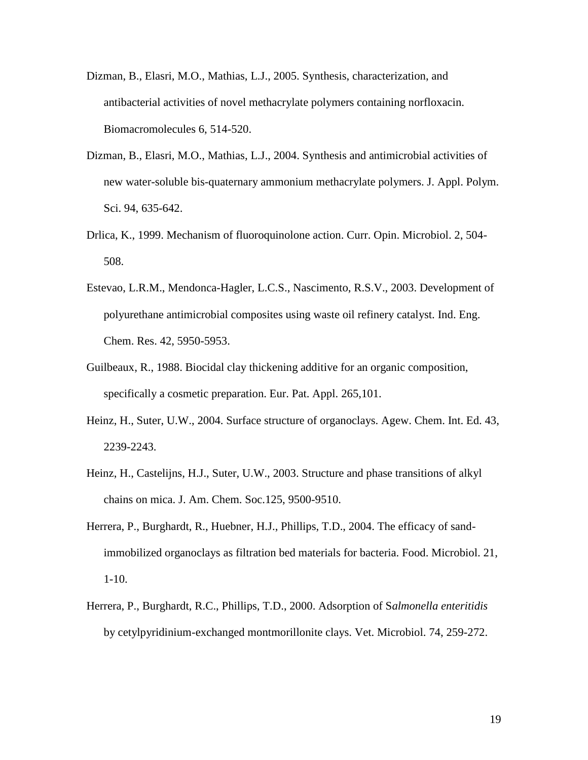Dizman, B., Elasri, M.O., Mathias, L.J., 2005. Synthesis, characterization, and antibacterial activities of novel methacrylate polymers containing norfloxacin. Biomacromolecules 6, 514-520.

Dizman, B., Elasri, M.O., Mathias, L.J., 2004. Synthesis and antimicrobial activities of new water-soluble bis-quaternary ammonium methacrylate polymers. J. Appl. Polym. Sci. 94, 635-642.

Drlica, K., 1999. Mechanism of fluoroquinolone action. Curr. Opin. Microbiol. 2, 504-508.

Estevao, L.R.M., Mendonca-Hagler, L.C.S., Nascimento, R.S.V., 2003. Development of polyurethane antimicrobial composites using waste oil refinery catalyst. Ind. Eng. Chem. Res. 42, 5950-5953.

Guilbeaux, R., 1988. Biocidal clay thickening additive for an organic composition, specifically a cosmetic preparation. Eur. Pat. Appl. 265,101.

Heinz, H., Suter, U.W., 2004. Surface structure of organoclays. Agew. Chem. Int. Ed. 43, 2239-2243.

Heinz, H., Castelijns, H.J., Suter, U.W., 2003. Structure and phase transitions of alkyl chains on mica. J. Am. Chem. Soc.125, 9500-9510.

Herrera, P., Burghardt, R., Huebner, H.J., Phillips, T.D., 2004. The efficacy of sand-immobilized organoclays as filtration bed materials for bacteria. Food. Microbiol. 21, 1-10.

Herrera, P., Burghardt, R.C., Phillips, T.D., 2000. Adsorption of S*almonella enteritidis* by cetylpyridinium-exchanged montmorillonite clays. Vet. Microbiol. 74, 259-272.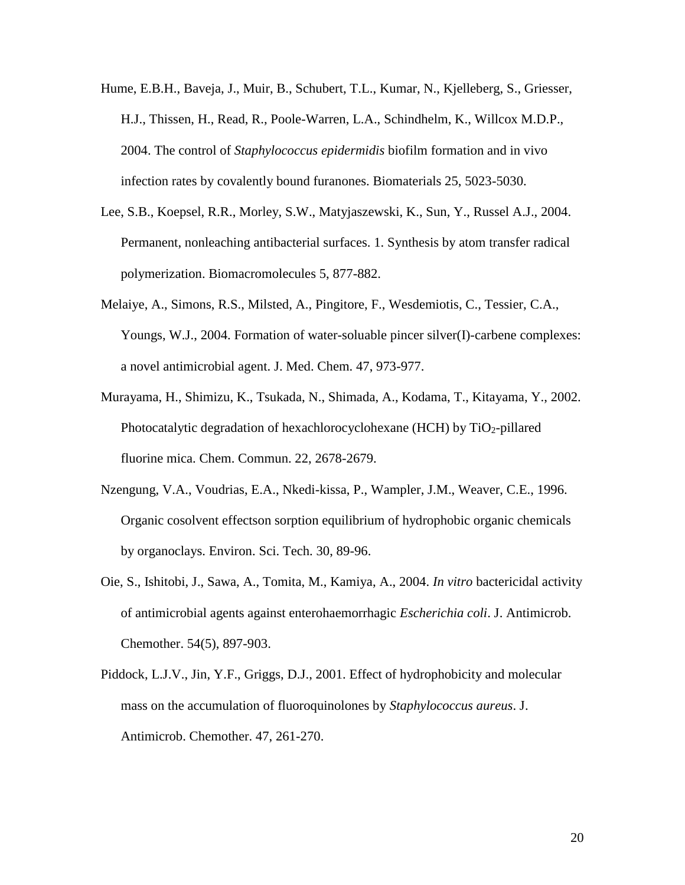Hume, E.B.H., Baveja, J., Muir, B., Schubert, T.L., Kumar, N., Kjelleberg, S., Griesser, H.J., Thissen, H., Read, R., Poole-Warren, L.A., Schindhelm, K., Willcox M.D.P., 2004. The control of *Staphylococcus epidermidis* biofilm formation and in vivo infection rates by covalently bound furanones. Biomaterials 25, 5023-5030.

Lee, S.B., Koepsel, R.R., Morley, S.W., Matyjaszewski, K., Sun, Y., Russel A.J., 2004. Permanent, nonleaching antibacterial surfaces. 1. Synthesis by atom transfer radical polymerization. Biomacromolecules 5, 877-882.

Melaiye, A., Simons, R.S., Milsted, A., Pingitore, F., Wesdemiotis, C., Tessier, C.A., Youngs, W.J., 2004. Formation of water-soluable pincer silver(I)-carbene complexes: a novel antimicrobial agent. J. Med. Chem. 47, 973-977.

Murayama, H., Shimizu, K., Tsukada, N., Shimada, A., Kodama, T., Kitayama, Y., 2002. Photocatalytic degradation of hexachlorocyclohexane (HCH) by $TiO_2$-pillared fluorine mica. Chem. Commun. 22, 2678-2679.

Nzengung, V.A., Voudrias, E.A., Nkedi-kissa, P., Wampler, J.M., Weaver, C.E., 1996. Organic cosolvent effectson sorption equilibrium of hydrophobic organic chemicals by organoclays. Environ. Sci. Tech. 30, 89-96.

Oie, S., Ishitobi, J., Sawa, A., Tomita, M., Kamiya, A., 2004. *In vitro* bactericidal activity of antimicrobial agents against enterohaemorrhagic *Escherichia coli*. J. Antimicrob. Chemother. 54(5), 897-903.

Piddock, L.J.V., Jin, Y.F., Griggs, D.J., 2001. Effect of hydrophobicity and molecular mass on the accumulation of fluoroquinolones by *Staphylococcus aureus*. J. Antimicrob. Chemother. 47, 261-270.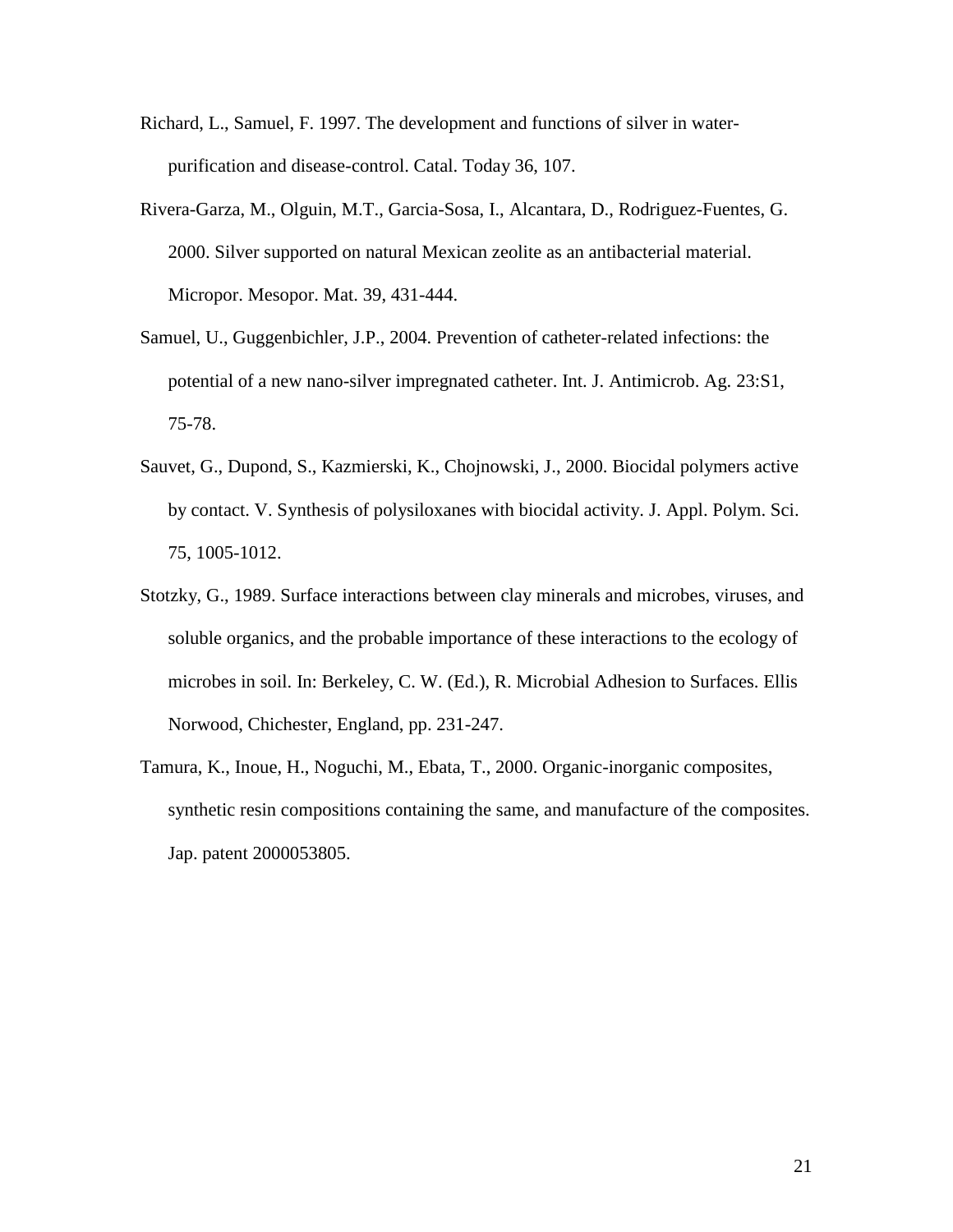Richard, L., Samuel, F. 1997. The development and functions of silver in water-purification and disease-control. Catal. Today 36, 107.

Rivera-Garza, M., Olguin, M.T., Garcia-Sosa, I., Alcantara, D., Rodriguez-Fuentes, G. 2000. Silver supported on natural Mexican zeolite as an antibacterial material. Micropor. Mesopor. Mat. 39, 431-444.

Samuel, U., Guggenbichler, J.P., 2004. Prevention of catheter-related infections: the potential of a new nano-silver impregnated catheter. Int. J. Antimicrob. Ag. 23:S1, 75-78.

Sauvet, G., Dupond, S., Kazmierski, K., Chojnowski, J., 2000. Biocidal polymers active by contact. V. Synthesis of polysiloxanes with biocidal activity. J. Appl. Polym. Sci. 75, 1005-1012.

Stotzky, G., 1989. Surface interactions between clay minerals and microbes, viruses, and soluble organics, and the probable importance of these interactions to the ecology of microbes in soil. In: Berkeley, C. W. (Ed.), R. Microbial Adhesion to Surfaces. Ellis Norwood, Chichester, England, pp. 231-247.

Tamura, K., Inoue, H., Noguchi, M., Ebata, T., 2000. Organic-inorganic composites, synthetic resin compositions containing the same, and manufacture of the composites. Jap. patent 2000053805.